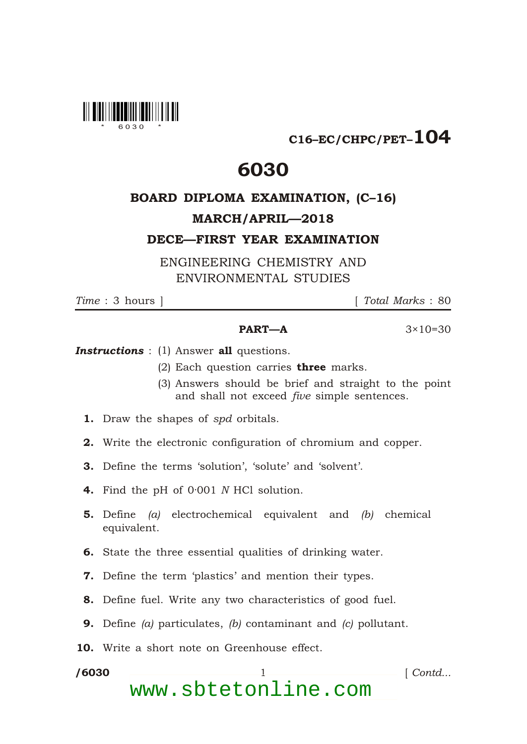C16–EC/CHPC/PET–104

# 6030

## BOARD DIPLOMA EXAMINATION, (C–16)

## MARCH/APRIL—2018

## DECE—FIRST YEAR EXAMINATION

ENGINEERING CHEMISTRY AND ENVIRONMENTAL STUDIES

*Time* : 3 hours ] [ *Total Marks* : 80

### PART—A

3×10=30

***Instructions*** : (1) Answer **all** questions.

(2) Each question carries **three** marks.

(3) Answers should be brief and straight to the point and shall not exceed *five* simple sentences.

**1.** Draw the shapes of *spd* orbitals.

**2.** Write the electronic configuration of chromium and copper.

**3.** Define the terms 'solution', 'solute' and 'solvent'.

**4.** Find the pH of 0·001 *N* HCl solution.

**5.** Define *(a)* electrochemical equivalent and *(b)* chemical equivalent.

**6.** State the three essential qualities of drinking water.

**7.** Define the term 'plastics' and mention their types.

**8.** Define fuel. Write any two characteristics of good fuel.

**9.** Define *(a)* particulates, *(b)* contaminant and *(c)* pollutant.

**10.** Write a short note on Greenhouse effect.

/6030 [ *Contd...*

www.sbtetonline.com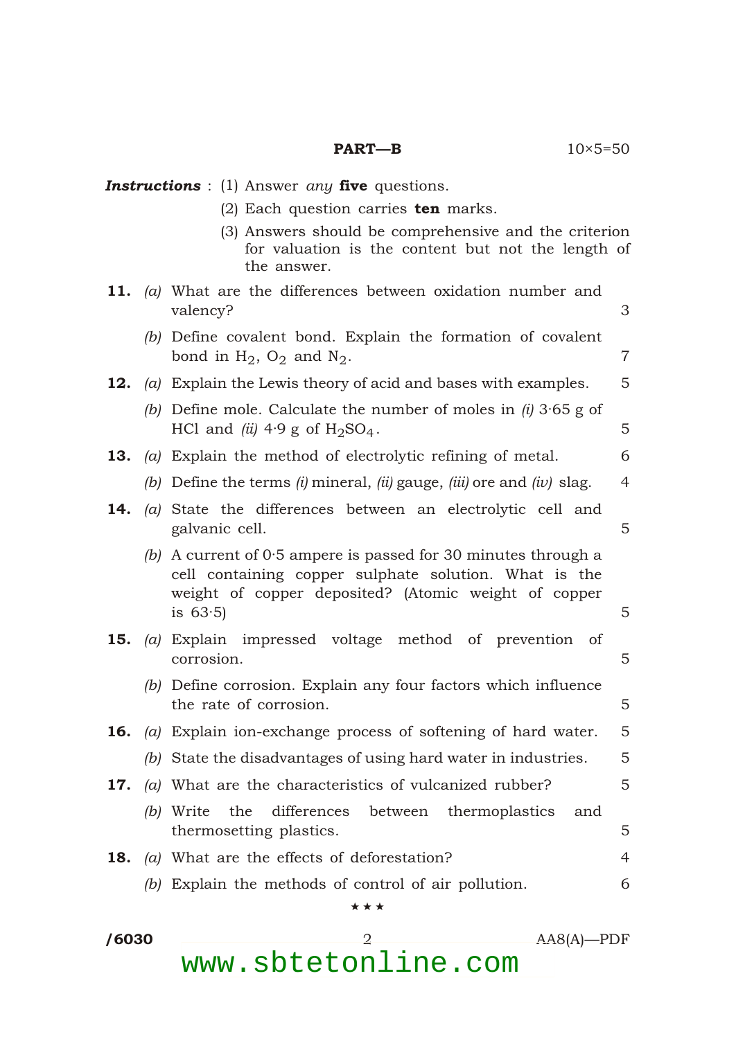## PART—B

10×5=50

***Instructions*** : (1) Answer *any* **five** questions.

(2) Each question carries **ten** marks.

(3) Answers should be comprehensive and the criterion for valuation is the content but not the length of the answer.

**11.** *(a)* What are the differences between oxidation number and valency? 3

*(b)* Define covalent bond. Explain the formation of covalent bond in $H_2$, $O_2$ and $N_2$. 7

**12.** *(a)* Explain the Lewis theory of acid and bases with examples. 5

*(b)* Define mole. Calculate the number of moles in *(i)* 3·65 g of HCl and *(ii)* 4·9 g of $H_2SO_4$. 5

**13.** *(a)* Explain the method of electrolytic refining of metal. 6

*(b)* Define the terms *(i)* mineral, *(ii)* gauge, *(iii)* ore and *(iv)* slag. 4

**14.** *(a)* State the differences between an electrolytic cell and galvanic cell. 5

*(b)* A current of 0·5 ampere is passed for 30 minutes through a cell containing copper sulphate solution. What is the weight of copper deposited? (Atomic weight of copper is 63·5) 5

**15.** *(a)* Explain impressed voltage method of prevention of corrosion. 5

*(b)* Define corrosion. Explain any four factors which influence the rate of corrosion. 5

**16.** *(a)* Explain ion-exchange process of softening of hard water. 5

*(b)* State the disadvantages of using hard water in industries. 5

**17.** *(a)* What are the characteristics of vulcanized rubber? 5

*(b)* Write the differences between thermoplastics and thermosetting plastics. 5

**18.** *(a)* What are the effects of deforestation? 4

*(b)* Explain the methods of control of air pollution. 6

★★★

/6030 AA8(A)—PDF

www.sbtetonline.com